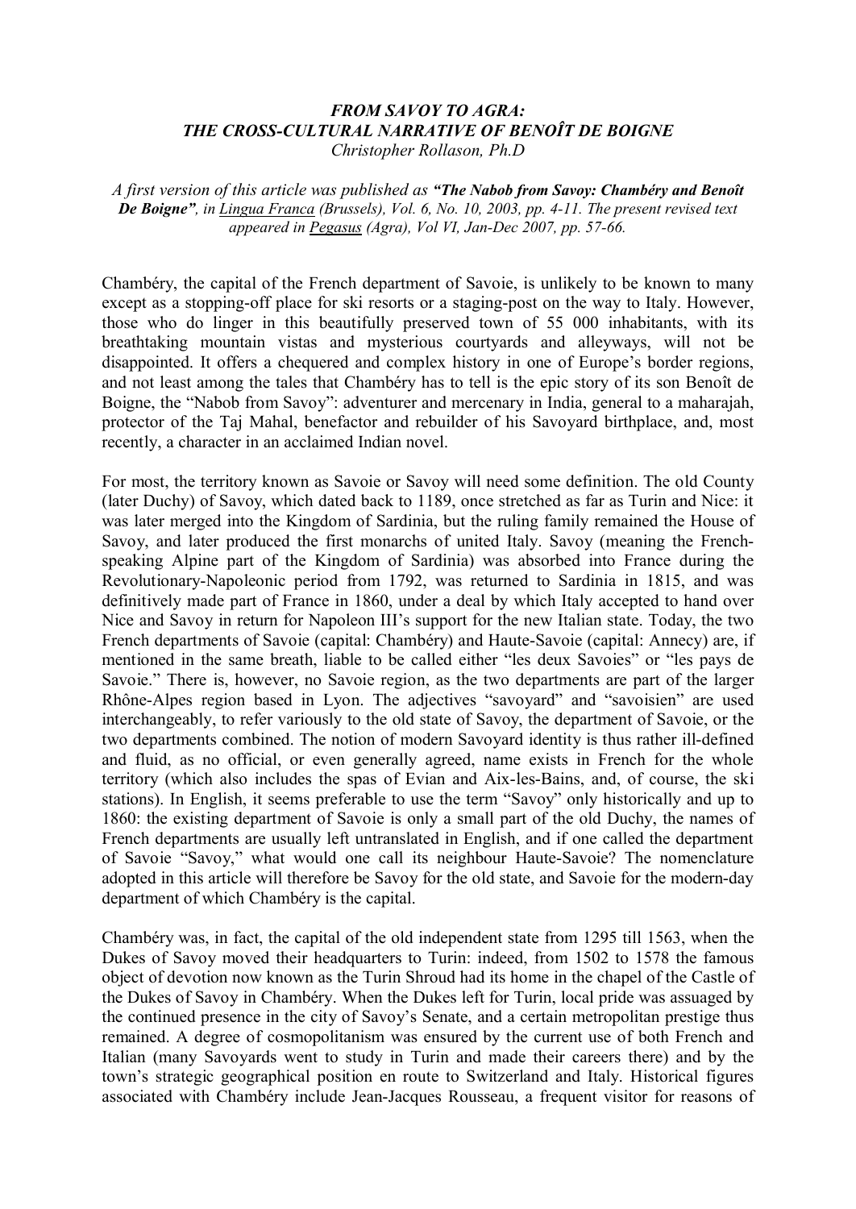***FROM SAVOY TO AGRA:***
***THE CROSS-CULTURAL NARRATIVE OF BENOÎT DE BOIGNE***
*Christopher Rollason, Ph.D*

*A first version of this article was published as **"The Nabob from Savoy: Chambéry and Benoît De Boigne"**, in Lingua Franca (Brussels), Vol. 6, No. 10, 2003, pp. 4-11. The present revised text appeared in Pegasus (Agra), Vol VI, Jan-Dec 2007, pp. 57-66.*

Chambéry, the capital of the French department of Savoie, is unlikely to be known to many except as a stopping-off place for ski resorts or a staging-post on the way to Italy. However, those who do linger in this beautifully preserved town of 55 000 inhabitants, with its breathtaking mountain vistas and mysterious courtyards and alleyways, will not be disappointed. It offers a chequered and complex history in one of Europe's border regions, and not least among the tales that Chambéry has to tell is the epic story of its son Benoît de Boigne, the "Nabob from Savoy": adventurer and mercenary in India, general to a maharajah, protector of the Taj Mahal, benefactor and rebuilder of his Savoyard birthplace, and, most recently, a character in an acclaimed Indian novel.

For most, the territory known as Savoie or Savoy will need some definition. The old County (later Duchy) of Savoy, which dated back to 1189, once stretched as far as Turin and Nice: it was later merged into the Kingdom of Sardinia, but the ruling family remained the House of Savoy, and later produced the first monarchs of united Italy. Savoy (meaning the French-speaking Alpine part of the Kingdom of Sardinia) was absorbed into France during the Revolutionary-Napoleonic period from 1792, was returned to Sardinia in 1815, and was definitively made part of France in 1860, under a deal by which Italy accepted to hand over Nice and Savoy in return for Napoleon III's support for the new Italian state. Today, the two French departments of Savoie (capital: Chambéry) and Haute-Savoie (capital: Annecy) are, if mentioned in the same breath, liable to be called either "les deux Savoies" or "les pays de Savoie." There is, however, no Savoie region, as the two departments are part of the larger Rhône-Alpes region based in Lyon. The adjectives "savoyard" and "savoisien" are used interchangeably, to refer variously to the old state of Savoy, the department of Savoie, or the two departments combined. The notion of modern Savoyard identity is thus rather ill-defined and fluid, as no official, or even generally agreed, name exists in French for the whole territory (which also includes the spas of Evian and Aix-les-Bains, and, of course, the ski stations). In English, it seems preferable to use the term "Savoy" only historically and up to 1860: the existing department of Savoie is only a small part of the old Duchy, the names of French departments are usually left untranslated in English, and if one called the department of Savoie "Savoy," what would one call its neighbour Haute-Savoie? The nomenclature adopted in this article will therefore be Savoy for the old state, and Savoie for the modern-day department of which Chambéry is the capital.

Chambéry was, in fact, the capital of the old independent state from 1295 till 1563, when the Dukes of Savoy moved their headquarters to Turin: indeed, from 1502 to 1578 the famous object of devotion now known as the Turin Shroud had its home in the chapel of the Castle of the Dukes of Savoy in Chambéry. When the Dukes left for Turin, local pride was assuaged by the continued presence in the city of Savoy's Senate, and a certain metropolitan prestige thus remained. A degree of cosmopolitanism was ensured by the current use of both French and Italian (many Savoyards went to study in Turin and made their careers there) and by the town's strategic geographical position en route to Switzerland and Italy. Historical figures associated with Chambéry include Jean-Jacques Rousseau, a frequent visitor for reasons of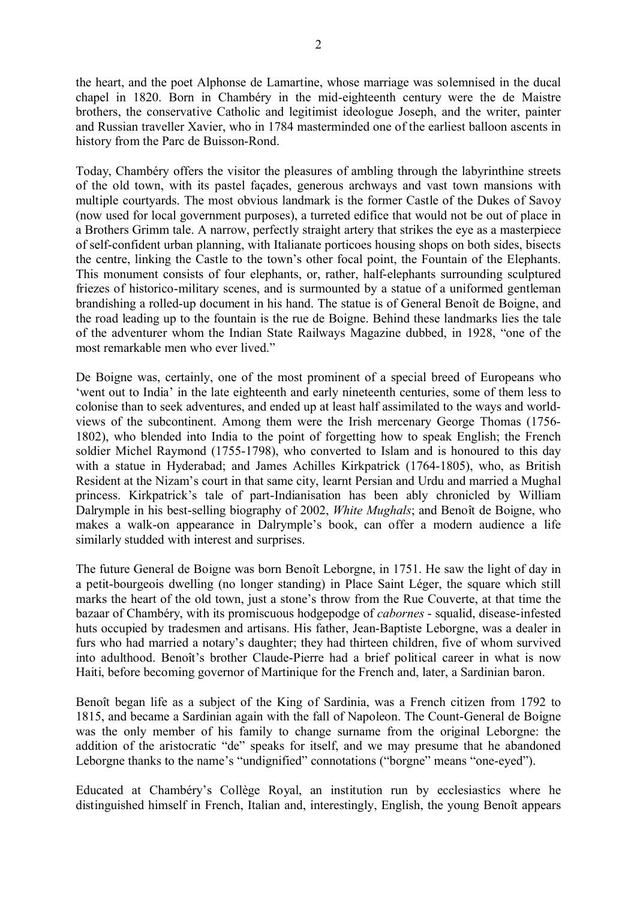the heart, and the poet Alphonse de Lamartine, whose marriage was solemnised in the ducal chapel in 1820. Born in Chambéry in the mid-eighteenth century were the de Maistre brothers, the conservative Catholic and legitimist ideologue Joseph, and the writer, painter and Russian traveller Xavier, who in 1784 masterminded one of the earliest balloon ascents in history from the Parc de Buisson-Rond.

Today, Chambéry offers the visitor the pleasures of ambling through the labyrinthine streets of the old town, with its pastel façades, generous archways and vast town mansions with multiple courtyards. The most obvious landmark is the former Castle of the Dukes of Savoy (now used for local government purposes), a turreted edifice that would not be out of place in a Brothers Grimm tale. A narrow, perfectly straight artery that strikes the eye as a masterpiece of self-confident urban planning, with Italianate porticoes housing shops on both sides, bisects the centre, linking the Castle to the town's other focal point, the Fountain of the Elephants. This monument consists of four elephants, or, rather, half-elephants surrounding sculptured friezes of historico-military scenes, and is surmounted by a statue of a uniformed gentleman brandishing a rolled-up document in his hand. The statue is of General Benoît de Boigne, and the road leading up to the fountain is the rue de Boigne. Behind these landmarks lies the tale of the adventurer whom the Indian State Railways Magazine dubbed, in 1928, "one of the most remarkable men who ever lived."

De Boigne was, certainly, one of the most prominent of a special breed of Europeans who 'went out to India' in the late eighteenth and early nineteenth centuries, some of them less to colonise than to seek adventures, and ended up at least half assimilated to the ways and world-views of the subcontinent. Among them were the Irish mercenary George Thomas (1756-1802), who blended into India to the point of forgetting how to speak English; the French soldier Michel Raymond (1755-1798), who converted to Islam and is honoured to this day with a statue in Hyderabad; and James Achilles Kirkpatrick (1764-1805), who, as British Resident at the Nizam's court in that same city, learnt Persian and Urdu and married a Mughal princess. Kirkpatrick's tale of part-Indianisation has been ably chronicled by William Dalrymple in his best-selling biography of 2002, *White Mughals*; and Benoît de Boigne, who makes a walk-on appearance in Dalrymple's book, can offer a modern audience a life similarly studded with interest and surprises.

The future General de Boigne was born Benoît Leborgne, in 1751. He saw the light of day in a petit-bourgeois dwelling (no longer standing) in Place Saint Léger, the square which still marks the heart of the old town, just a stone's throw from the Rue Couverte, at that time the bazaar of Chambéry, with its promiscuous hodgepodge of *cabornes* - squalid, disease-infested huts occupied by tradesmen and artisans. His father, Jean-Baptiste Leborgne, was a dealer in furs who had married a notary's daughter; they had thirteen children, five of whom survived into adulthood. Benoît's brother Claude-Pierre had a brief political career in what is now Haiti, before becoming governor of Martinique for the French and, later, a Sardinian baron.

Benoît began life as a subject of the King of Sardinia, was a French citizen from 1792 to 1815, and became a Sardinian again with the fall of Napoleon. The Count-General de Boigne was the only member of his family to change surname from the original Leborgne: the addition of the aristocratic "de" speaks for itself, and we may presume that he abandoned Leborgne thanks to the name's "undignified" connotations ("borgne" means "one-eyed").

Educated at Chambéry's Collège Royal, an institution run by ecclesiastics where he distinguished himself in French, Italian and, interestingly, English, the young Benoît appears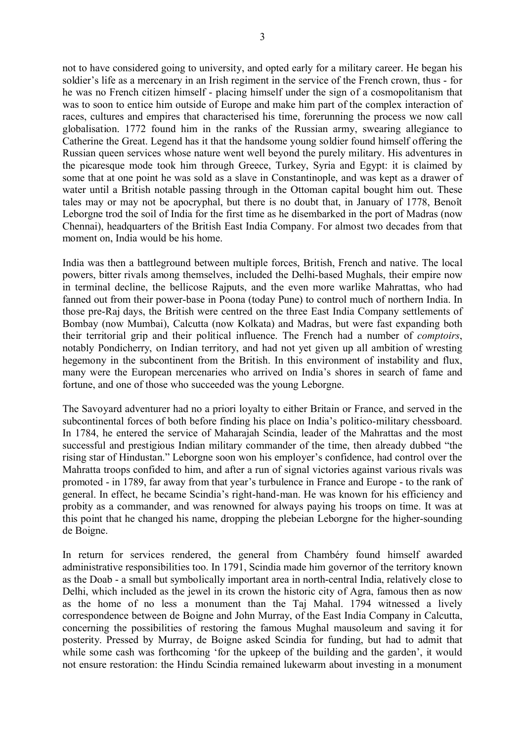not to have considered going to university, and opted early for a military career. He began his soldier's life as a mercenary in an Irish regiment in the service of the French crown, thus - for he was no French citizen himself - placing himself under the sign of a cosmopolitanism that was to soon to entice him outside of Europe and make him part of the complex interaction of races, cultures and empires that characterised his time, forerunning the process we now call globalisation. 1772 found him in the ranks of the Russian army, swearing allegiance to Catherine the Great. Legend has it that the handsome young soldier found himself offering the Russian queen services whose nature went well beyond the purely military. His adventures in the picaresque mode took him through Greece, Turkey, Syria and Egypt: it is claimed by some that at one point he was sold as a slave in Constantinople, and was kept as a drawer of water until a British notable passing through in the Ottoman capital bought him out. These tales may or may not be apocryphal, but there is no doubt that, in January of 1778, Benoît Leborgne trod the soil of India for the first time as he disembarked in the port of Madras (now Chennai), headquarters of the British East India Company. For almost two decades from that moment on, India would be his home.

India was then a battleground between multiple forces, British, French and native. The local powers, bitter rivals among themselves, included the Delhi-based Mughals, their empire now in terminal decline, the bellicose Rajputs, and the even more warlike Mahrattas, who had fanned out from their power-base in Poona (today Pune) to control much of northern India. In those pre-Raj days, the British were centred on the three East India Company settlements of Bombay (now Mumbai), Calcutta (now Kolkata) and Madras, but were fast expanding both their territorial grip and their political influence. The French had a number of *comptoirs*, notably Pondicherry, on Indian territory, and had not yet given up all ambition of wresting hegemony in the subcontinent from the British. In this environment of instability and flux, many were the European mercenaries who arrived on India's shores in search of fame and fortune, and one of those who succeeded was the young Leborgne.

The Savoyard adventurer had no a priori loyalty to either Britain or France, and served in the subcontinental forces of both before finding his place on India's politico-military chessboard. In 1784, he entered the service of Maharajah Scindia, leader of the Mahrattas and the most successful and prestigious Indian military commander of the time, then already dubbed "the rising star of Hindustan." Leborgne soon won his employer's confidence, had control over the Mahratta troops confided to him, and after a run of signal victories against various rivals was promoted - in 1789, far away from that year's turbulence in France and Europe - to the rank of general. In effect, he became Scindia's right-hand-man. He was known for his efficiency and probity as a commander, and was renowned for always paying his troops on time. It was at this point that he changed his name, dropping the plebeian Leborgne for the higher-sounding de Boigne.

In return for services rendered, the general from Chambéry found himself awarded administrative responsibilities too. In 1791, Scindia made him governor of the territory known as the Doab - a small but symbolically important area in north-central India, relatively close to Delhi, which included as the jewel in its crown the historic city of Agra, famous then as now as the home of no less a monument than the Taj Mahal. 1794 witnessed a lively correspondence between de Boigne and John Murray, of the East India Company in Calcutta, concerning the possibilities of restoring the famous Mughal mausoleum and saving it for posterity. Pressed by Murray, de Boigne asked Scindia for funding, but had to admit that while some cash was forthcoming 'for the upkeep of the building and the garden', it would not ensure restoration: the Hindu Scindia remained lukewarm about investing in a monument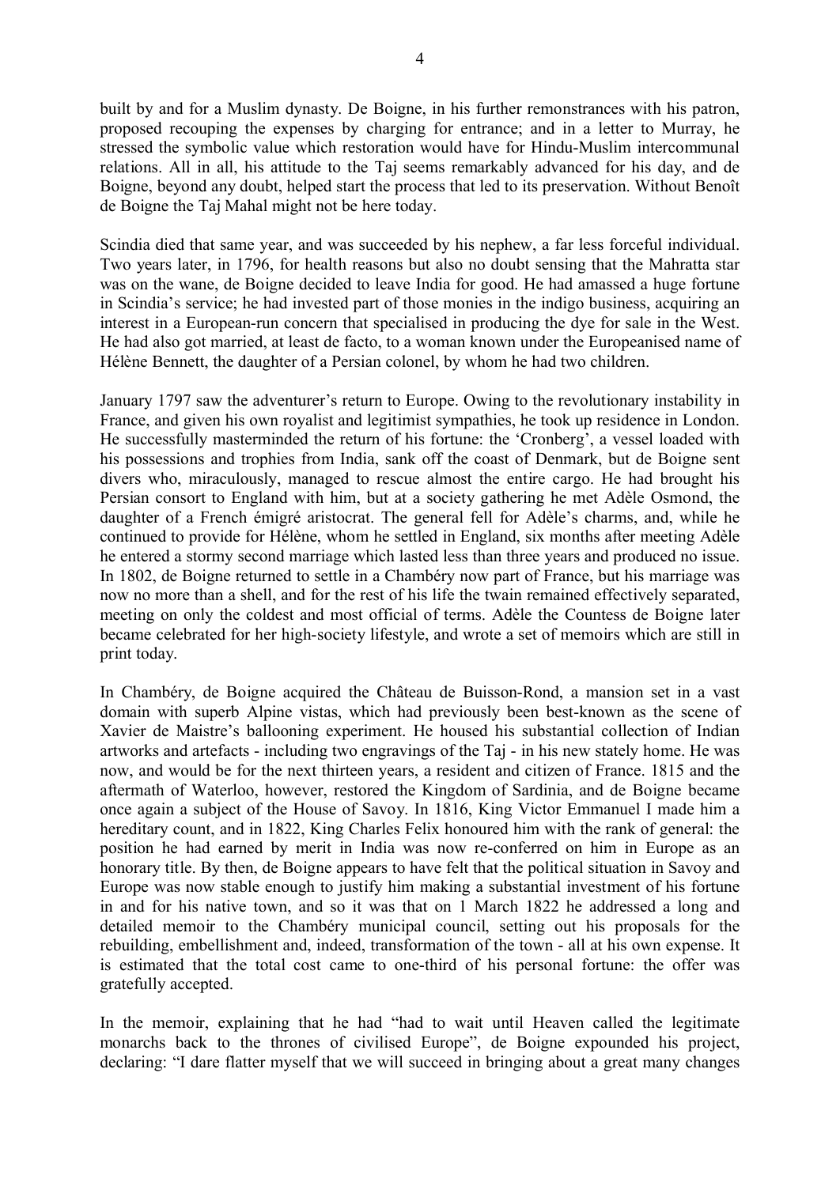built by and for a Muslim dynasty. De Boigne, in his further remonstrances with his patron, proposed recouping the expenses by charging for entrance; and in a letter to Murray, he stressed the symbolic value which restoration would have for Hindu-Muslim intercommunal relations. All in all, his attitude to the Taj seems remarkably advanced for his day, and de Boigne, beyond any doubt, helped start the process that led to its preservation. Without Benoît de Boigne the Taj Mahal might not be here today.

Scindia died that same year, and was succeeded by his nephew, a far less forceful individual. Two years later, in 1796, for health reasons but also no doubt sensing that the Mahratta star was on the wane, de Boigne decided to leave India for good. He had amassed a huge fortune in Scindia's service; he had invested part of those monies in the indigo business, acquiring an interest in a European-run concern that specialised in producing the dye for sale in the West. He had also got married, at least de facto, to a woman known under the Europeanised name of Hélène Bennett, the daughter of a Persian colonel, by whom he had two children.

January 1797 saw the adventurer's return to Europe. Owing to the revolutionary instability in France, and given his own royalist and legitimist sympathies, he took up residence in London. He successfully masterminded the return of his fortune: the 'Cronberg', a vessel loaded with his possessions and trophies from India, sank off the coast of Denmark, but de Boigne sent divers who, miraculously, managed to rescue almost the entire cargo. He had brought his Persian consort to England with him, but at a society gathering he met Adèle Osmond, the daughter of a French émigré aristocrat. The general fell for Adèle's charms, and, while he continued to provide for Hélène, whom he settled in England, six months after meeting Adèle he entered a stormy second marriage which lasted less than three years and produced no issue. In 1802, de Boigne returned to settle in a Chambéry now part of France, but his marriage was now no more than a shell, and for the rest of his life the twain remained effectively separated, meeting on only the coldest and most official of terms. Adèle the Countess de Boigne later became celebrated for her high-society lifestyle, and wrote a set of memoirs which are still in print today.

In Chambéry, de Boigne acquired the Château de Buisson-Rond, a mansion set in a vast domain with superb Alpine vistas, which had previously been best-known as the scene of Xavier de Maistre's ballooning experiment. He housed his substantial collection of Indian artworks and artefacts - including two engravings of the Taj - in his new stately home. He was now, and would be for the next thirteen years, a resident and citizen of France. 1815 and the aftermath of Waterloo, however, restored the Kingdom of Sardinia, and de Boigne became once again a subject of the House of Savoy. In 1816, King Victor Emmanuel I made him a hereditary count, and in 1822, King Charles Felix honoured him with the rank of general: the position he had earned by merit in India was now re-conferred on him in Europe as an honorary title. By then, de Boigne appears to have felt that the political situation in Savoy and Europe was now stable enough to justify him making a substantial investment of his fortune in and for his native town, and so it was that on 1 March 1822 he addressed a long and detailed memoir to the Chambéry municipal council, setting out his proposals for the rebuilding, embellishment and, indeed, transformation of the town - all at his own expense. It is estimated that the total cost came to one-third of his personal fortune: the offer was gratefully accepted.

In the memoir, explaining that he had "had to wait until Heaven called the legitimate monarchs back to the thrones of civilised Europe", de Boigne expounded his project, declaring: "I dare flatter myself that we will succeed in bringing about a great many changes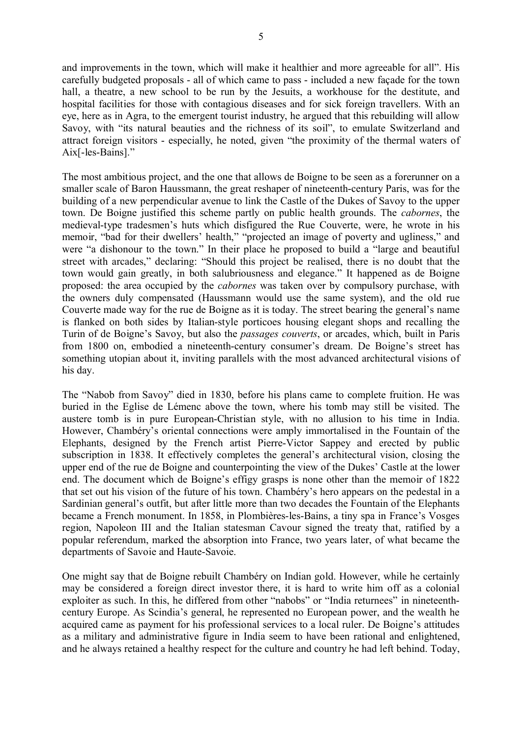and improvements in the town, which will make it healthier and more agreeable for all". His carefully budgeted proposals - all of which came to pass - included a new façade for the town hall, a theatre, a new school to be run by the Jesuits, a workhouse for the destitute, and hospital facilities for those with contagious diseases and for sick foreign travellers. With an eye, here as in Agra, to the emergent tourist industry, he argued that this rebuilding will allow Savoy, with "its natural beauties and the richness of its soil", to emulate Switzerland and attract foreign visitors - especially, he noted, given "the proximity of the thermal waters of Aix[-les-Bains]."

The most ambitious project, and the one that allows de Boigne to be seen as a forerunner on a smaller scale of Baron Haussmann, the great reshaper of nineteenth-century Paris, was for the building of a new perpendicular avenue to link the Castle of the Dukes of Savoy to the upper town. De Boigne justified this scheme partly on public health grounds. The *cabornes*, the medieval-type tradesmen's huts which disfigured the Rue Couverte, were, he wrote in his memoir, "bad for their dwellers' health," "projected an image of poverty and ugliness," and were "a dishonour to the town." In their place he proposed to build a "large and beautiful street with arcades," declaring: "Should this project be realised, there is no doubt that the town would gain greatly, in both salubriousness and elegance." It happened as de Boigne proposed: the area occupied by the *cabornes* was taken over by compulsory purchase, with the owners duly compensated (Haussmann would use the same system), and the old rue Couverte made way for the rue de Boigne as it is today. The street bearing the general's name is flanked on both sides by Italian-style porticoes housing elegant shops and recalling the Turin of de Boigne's Savoy, but also the *passages couverts*, or arcades, which, built in Paris from 1800 on, embodied a nineteenth-century consumer's dream. De Boigne's street has something utopian about it, inviting parallels with the most advanced architectural visions of his day.

The "Nabob from Savoy" died in 1830, before his plans came to complete fruition. He was buried in the Eglise de Lémenc above the town, where his tomb may still be visited. The austere tomb is in pure European-Christian style, with no allusion to his time in India. However, Chambéry's oriental connections were amply immortalised in the Fountain of the Elephants, designed by the French artist Pierre-Victor Sappey and erected by public subscription in 1838. It effectively completes the general's architectural vision, closing the upper end of the rue de Boigne and counterpointing the view of the Dukes' Castle at the lower end. The document which de Boigne's effigy grasps is none other than the memoir of 1822 that set out his vision of the future of his town. Chambéry's hero appears on the pedestal in a Sardinian general's outfit, but after little more than two decades the Fountain of the Elephants became a French monument. In 1858, in Plombières-les-Bains, a tiny spa in France's Vosges region, Napoleon III and the Italian statesman Cavour signed the treaty that, ratified by a popular referendum, marked the absorption into France, two years later, of what became the departments of Savoie and Haute-Savoie.

One might say that de Boigne rebuilt Chambéry on Indian gold. However, while he certainly may be considered a foreign direct investor there, it is hard to write him off as a colonial exploiter as such. In this, he differed from other "nabobs" or "India returnees" in nineteenth-century Europe. As Scindia's general, he represented no European power, and the wealth he acquired came as payment for his professional services to a local ruler. De Boigne's attitudes as a military and administrative figure in India seem to have been rational and enlightened, and he always retained a healthy respect for the culture and country he had left behind. Today,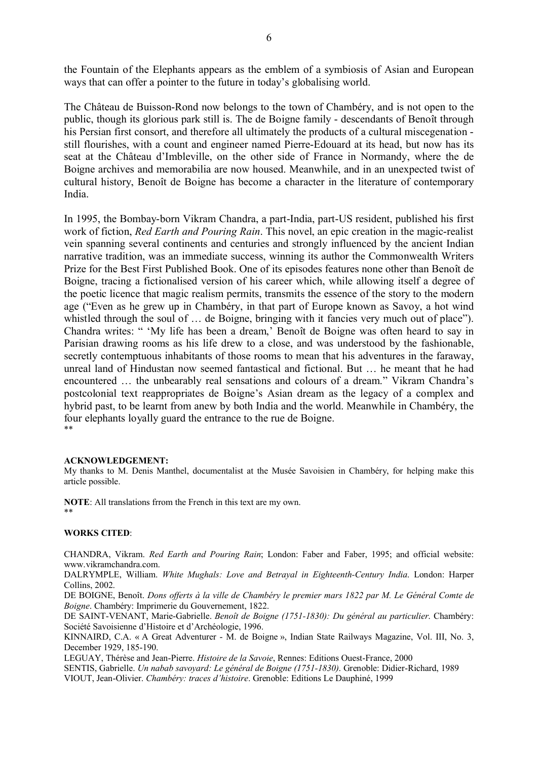the Fountain of the Elephants appears as the emblem of a symbiosis of Asian and European ways that can offer a pointer to the future in today's globalising world.

The Château de Buisson-Rond now belongs to the town of Chambéry, and is not open to the public, though its glorious park still is. The de Boigne family - descendants of Benoît through his Persian first consort, and therefore all ultimately the products of a cultural miscegenation - still flourishes, with a count and engineer named Pierre-Edouard at its head, but now has its seat at the Château d'Imbleville, on the other side of France in Normandy, where the de Boigne archives and memorabilia are now housed. Meanwhile, and in an unexpected twist of cultural history, Benoît de Boigne has become a character in the literature of contemporary India.

In 1995, the Bombay-born Vikram Chandra, a part-India, part-US resident, published his first work of fiction, *Red Earth and Pouring Rain*. This novel, an epic creation in the magic-realist vein spanning several continents and centuries and strongly influenced by the ancient Indian narrative tradition, was an immediate success, winning its author the Commonwealth Writers Prize for the Best First Published Book. One of its episodes features none other than Benoît de Boigne, tracing a fictionalised version of his career which, while allowing itself a degree of the poetic licence that magic realism permits, transmits the essence of the story to the modern age ("Even as he grew up in Chambéry, in that part of Europe known as Savoy, a hot wind whistled through the soul of … de Boigne, bringing with it fancies very much out of place"). Chandra writes: " 'My life has been a dream,' Benoît de Boigne was often heard to say in Parisian drawing rooms as his life drew to a close, and was understood by the fashionable, secretly contemptuous inhabitants of those rooms to mean that his adventures in the faraway, unreal land of Hindustan now seemed fantastical and fictional. But … he meant that he had encountered … the unbearably real sensations and colours of a dream." Vikram Chandra's postcolonial text reappropriates de Boigne's Asian dream as the legacy of a complex and hybrid past, to be learnt from anew by both India and the world. Meanwhile in Chambéry, the four elephants loyally guard the entrance to the rue de Boigne.

**

**ACKNOWLEDGEMENT:**

My thanks to M. Denis Manthel, documentalist at the Musée Savoisien in Chambéry, for helping make this article possible.

**NOTE**: All translations frrom the French in this text are my own.

**

**WORKS CITED**:

CHANDRA, Vikram. *Red Earth and Pouring Rain*; London: Faber and Faber, 1995; and official website: www.vikramchandra.com.

DALRYMPLE, William. *White Mughals: Love and Betrayal in Eighteenth-Century India*. London: Harper Collins, 2002.

DE BOIGNE, Benoît. *Dons offerts à la ville de Chambéry le premier mars 1822 par M. Le Général Comte de Boigne*. Chambéry: Imprimerie du Gouvernement, 1822.

DE SAINT-VENANT, Marie-Gabrielle. *Benoît de Boigne (1751-1830): Du général au particulier*. Chambéry: Société Savoisienne d'Histoire et d'Archéologie, 1996.

KINNAIRD, C.A. « A Great Adventurer - M. de Boigne », Indian State Railways Magazine, Vol. III, No. 3, December 1929, 185-190.

LEGUAY, Thérèse and Jean-Pierre. *Histoire de la Savoie*, Rennes: Editions Ouest-France, 2000

SENTIS, Gabrielle. *Un nabab savoyard: Le général de Boigne (1751-1830)*. Grenoble: Didier-Richard, 1989

VIOUT, Jean-Olivier. *Chambéry: traces d'histoire*. Grenoble: Editions Le Dauphiné, 1999